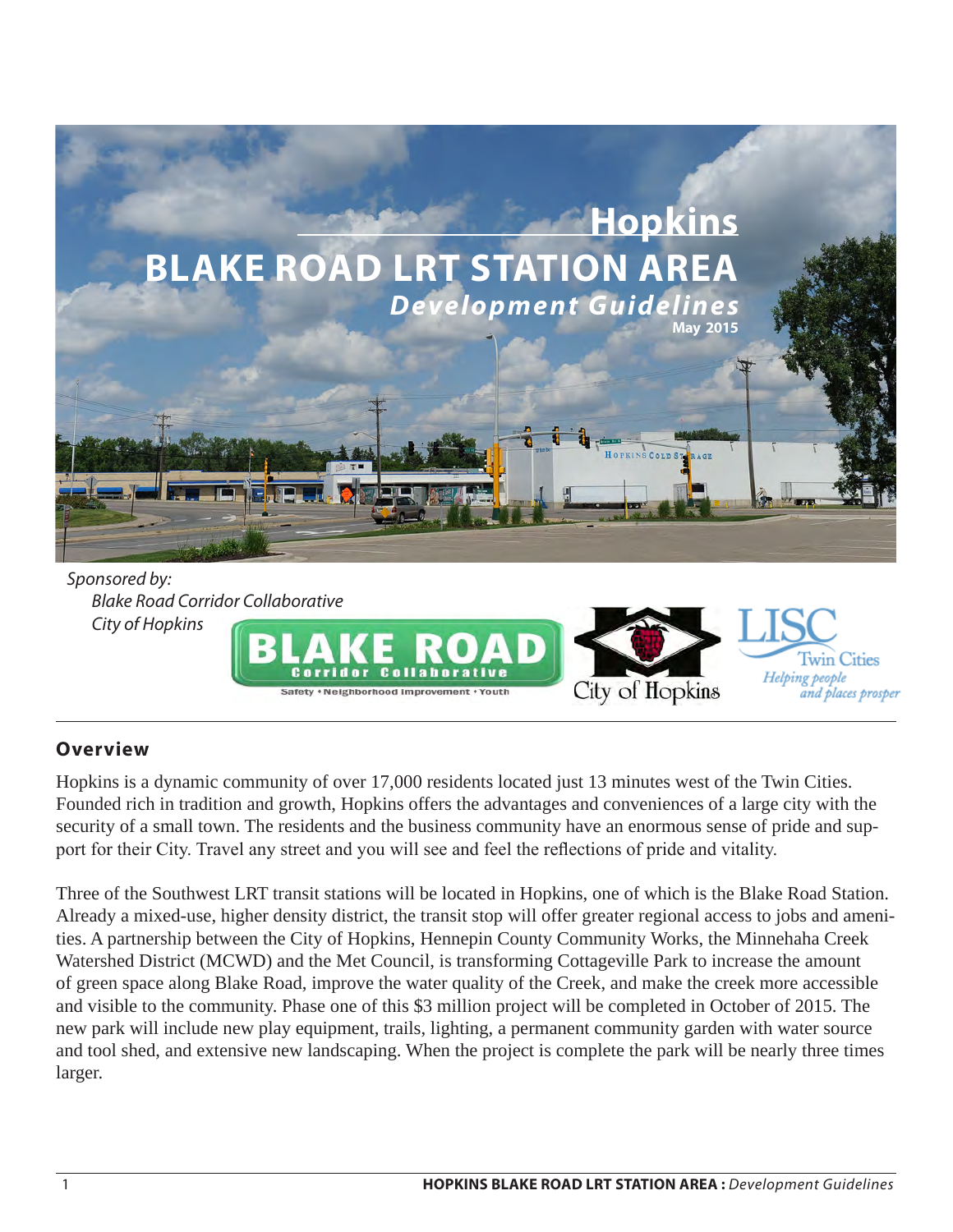# Hopkins
# BLAKE ROAD LRT STATION AREA
## *Development Guidelines*

**May 2015**

*Sponsored by:*
*Blake Road Corridor Collaborative*
*City of Hopkins*

## Overview

Hopkins is a dynamic community of over 17,000 residents located just 13 minutes west of the Twin Cities. Founded rich in tradition and growth, Hopkins offers the advantages and conveniences of a large city with the security of a small town. The residents and the business community have an enormous sense of pride and support for their City. Travel any street and you will see and feel the reflections of pride and vitality.

Three of the Southwest LRT transit stations will be located in Hopkins, one of which is the Blake Road Station. Already a mixed-use, higher density district, the transit stop will offer greater regional access to jobs and amenities. A partnership between the City of Hopkins, Hennepin County Community Works, the Minnehaha Creek Watershed District (MCWD) and the Met Council, is transforming Cottageville Park to increase the amount of green space along Blake Road, improve the water quality of the Creek, and make the creek more accessible and visible to the community. Phase one of this $3 million project will be completed in October of 2015. The new park will include new play equipment, trails, lighting, a permanent community garden with water source and tool shed, and extensive new landscaping. When the project is complete the park will be nearly three times larger.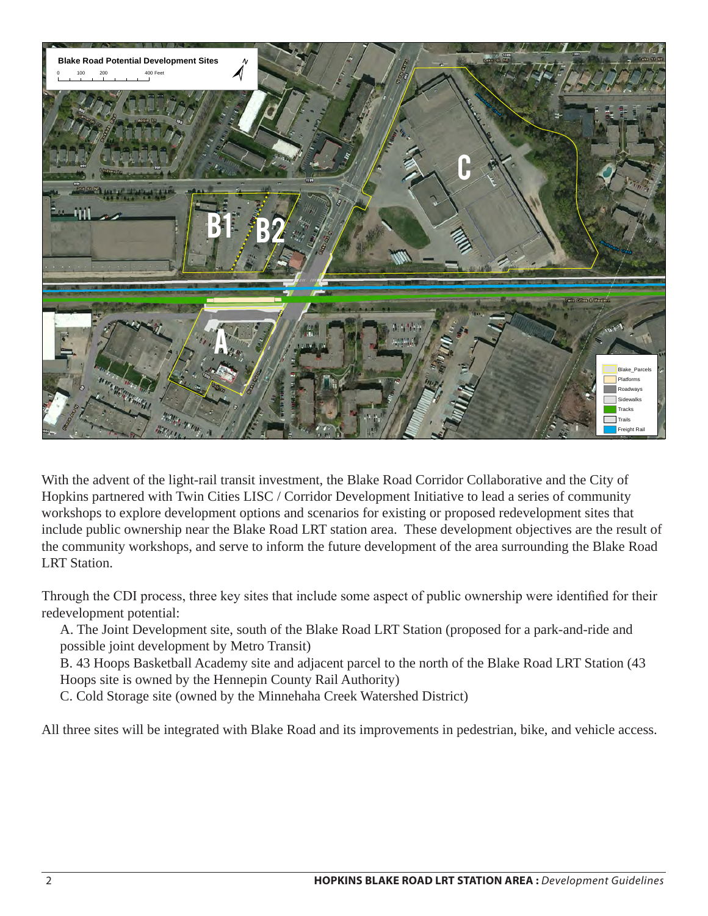**Blake Road Potential Development Sites**

0 100 200 400 Feet

With the advent of the light-rail transit investment, the Blake Road Corridor Collaborative and the City of Hopkins partnered with Twin Cities LISC / Corridor Development Initiative to lead a series of community workshops to explore development options and scenarios for existing or proposed redevelopment sites that include public ownership near the Blake Road LRT station area. These development objectives are the result of the community workshops, and serve to inform the future development of the area surrounding the Blake Road LRT Station.

Through the CDI process, three key sites that include some aspect of public ownership were identified for their redevelopment potential:

A. The Joint Development site, south of the Blake Road LRT Station (proposed for a park-and-ride and possible joint development by Metro Transit)

B. 43 Hoops Basketball Academy site and adjacent parcel to the north of the Blake Road LRT Station (43 Hoops site is owned by the Hennepin County Rail Authority)

C. Cold Storage site (owned by the Minnehaha Creek Watershed District)

All three sites will be integrated with Blake Road and its improvements in pedestrian, bike, and vehicle access.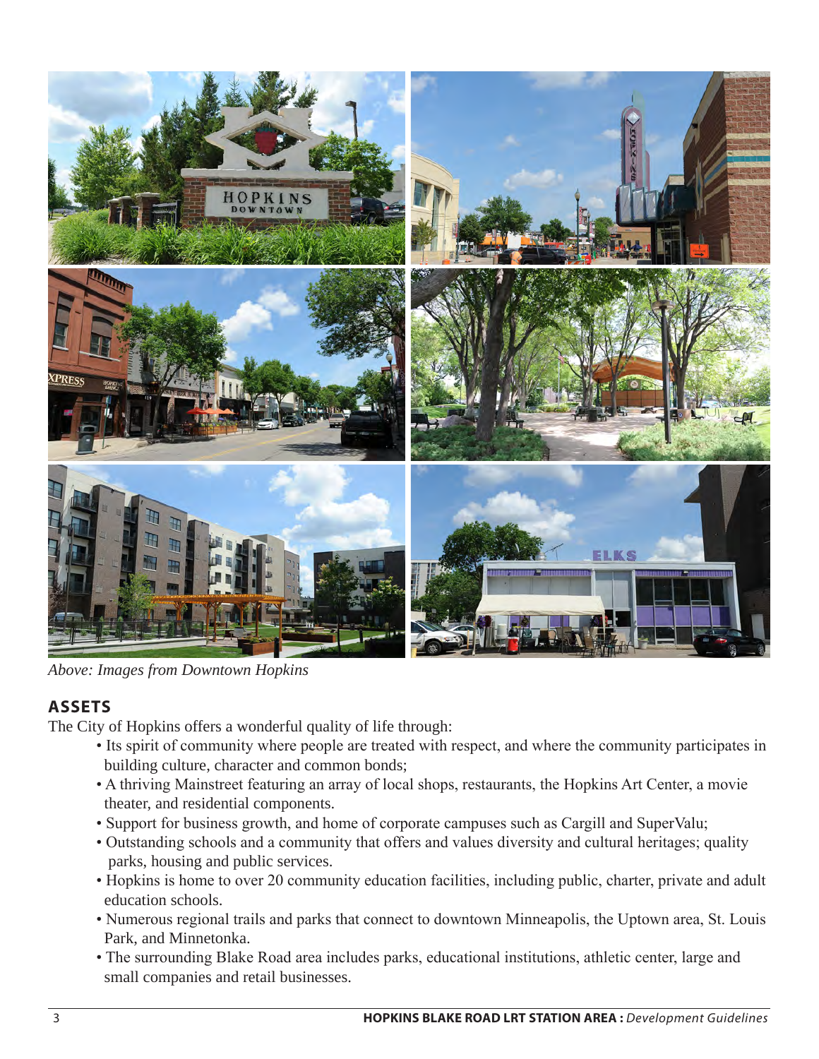*Above: Images from Downtown Hopkins*

## ASSETS

The City of Hopkins offers a wonderful quality of life through:

- Its spirit of community where people are treated with respect, and where the community participates in building culture, character and common bonds;
- A thriving Mainstreet featuring an array of local shops, restaurants, the Hopkins Art Center, a movie theater, and residential components.
- Support for business growth, and home of corporate campuses such as Cargill and SuperValu;
- Outstanding schools and a community that offers and values diversity and cultural heritages; quality parks, housing and public services.
- Hopkins is home to over 20 community education facilities, including public, charter, private and adult education schools.
- Numerous regional trails and parks that connect to downtown Minneapolis, the Uptown area, St. Louis Park, and Minnetonka.
- The surrounding Blake Road area includes parks, educational institutions, athletic center, large and small companies and retail businesses.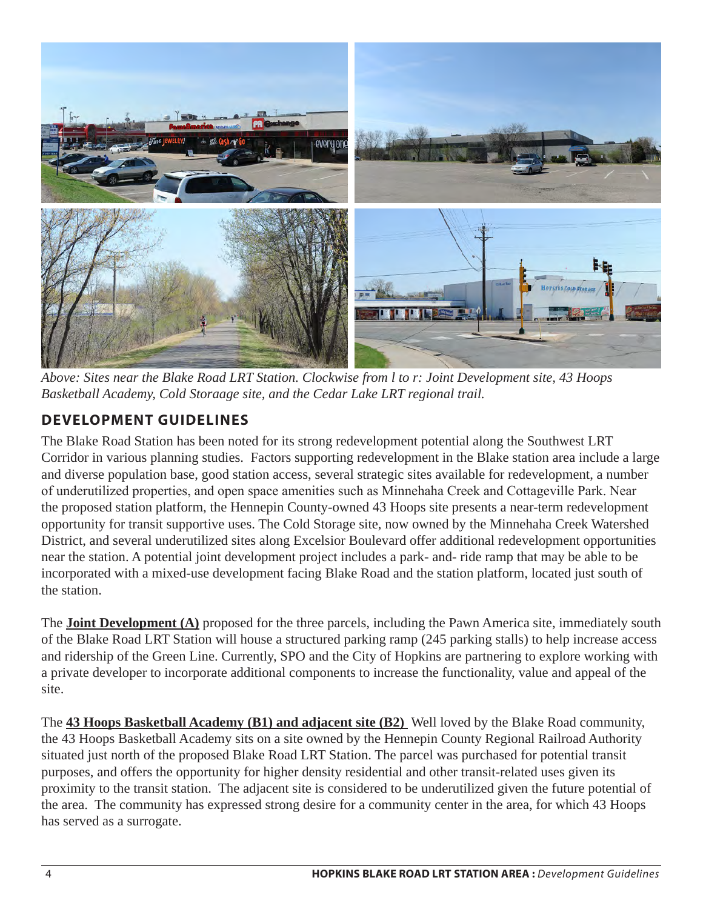*Above: Sites near the Blake Road LRT Station. Clockwise from l to r: Joint Development site, 43 Hoops Basketball Academy, Cold Storaage site, and the Cedar Lake LRT regional trail.*

## DEVELOPMENT GUIDELINES

The Blake Road Station has been noted for its strong redevelopment potential along the Southwest LRT Corridor in various planning studies. Factors supporting redevelopment in the Blake station area include a large and diverse population base, good station access, several strategic sites available for redevelopment, a number of underutilized properties, and open space amenities such as Minnehaha Creek and Cottageville Park. Near the proposed station platform, the Hennepin County-owned 43 Hoops site presents a near-term redevelopment opportunity for transit supportive uses. The Cold Storage site, now owned by the Minnehaha Creek Watershed District, and several underutilized sites along Excelsior Boulevard offer additional redevelopment opportunities near the station. A potential joint development project includes a park- and- ride ramp that may be able to be incorporated with a mixed-use development facing Blake Road and the station platform, located just south of the station.

The **Joint Development (A)** proposed for the three parcels, including the Pawn America site, immediately south of the Blake Road LRT Station will house a structured parking ramp (245 parking stalls) to help increase access and ridership of the Green Line. Currently, SPO and the City of Hopkins are partnering to explore working with a private developer to incorporate additional components to increase the functionality, value and appeal of the site.

The **43 Hoops Basketball Academy (B1) and adjacent site (B2)** Well loved by the Blake Road community, the 43 Hoops Basketball Academy sits on a site owned by the Hennepin County Regional Railroad Authority situated just north of the proposed Blake Road LRT Station. The parcel was purchased for potential transit purposes, and offers the opportunity for higher density residential and other transit-related uses given its proximity to the transit station. The adjacent site is considered to be underutilized given the future potential of the area. The community has expressed strong desire for a community center in the area, for which 43 Hoops has served as a surrogate.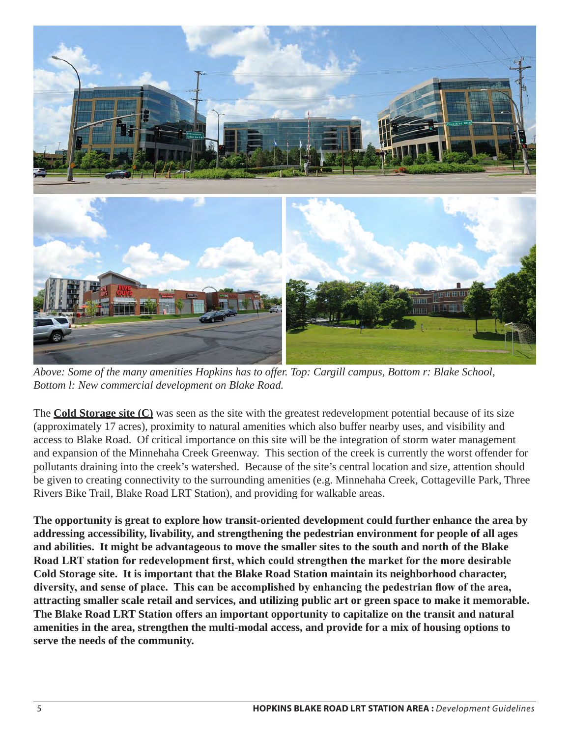*Above: Some of the many amenities Hopkins has to offer. Top: Cargill campus, Bottom r: Blake School, Bottom l: New commercial development on Blake Road.*

The **Cold Storage site (C)** was seen as the site with the greatest redevelopment potential because of its size (approximately 17 acres), proximity to natural amenities which also buffer nearby uses, and visibility and access to Blake Road. Of critical importance on this site will be the integration of storm water management and expansion of the Minnehaha Creek Greenway. This section of the creek is currently the worst offender for pollutants draining into the creek's watershed. Because of the site's central location and size, attention should be given to creating connectivity to the surrounding amenities (e.g. Minnehaha Creek, Cottageville Park, Three Rivers Bike Trail, Blake Road LRT Station), and providing for walkable areas.

**The opportunity is great to explore how transit-oriented development could further enhance the area by addressing accessibility, livability, and strengthening the pedestrian environment for people of all ages and abilities. It might be advantageous to move the smaller sites to the south and north of the Blake Road LRT station for redevelopment first, which could strengthen the market for the more desirable Cold Storage site. It is important that the Blake Road Station maintain its neighborhood character, diversity, and sense of place. This can be accomplished by enhancing the pedestrian flow of the area, attracting smaller scale retail and services, and utilizing public art or green space to make it memorable. The Blake Road LRT Station offers an important opportunity to capitalize on the transit and natural amenities in the area, strengthen the multi-modal access, and provide for a mix of housing options to serve the needs of the community.**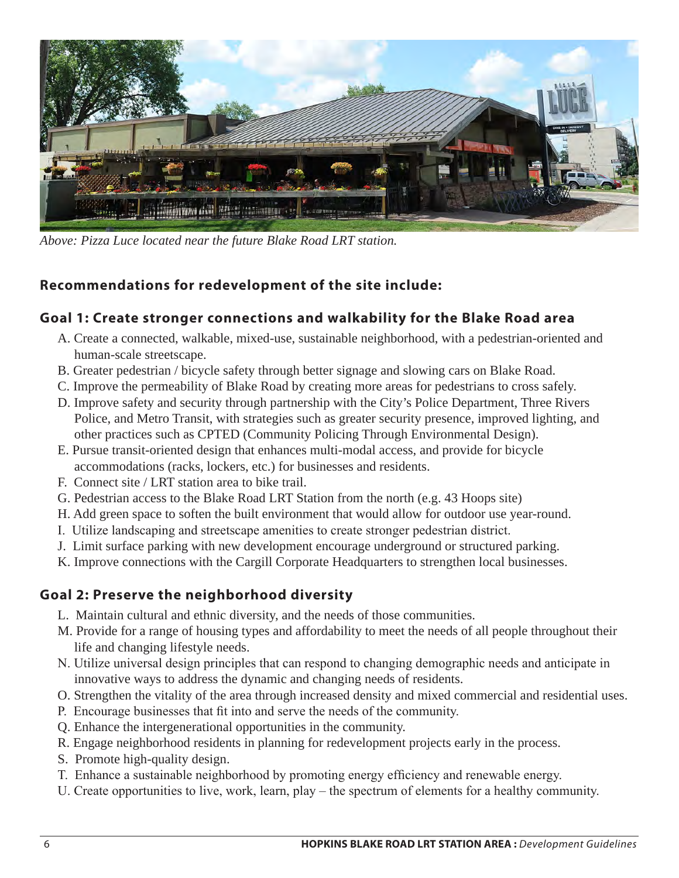*Above: Pizza Luce located near the future Blake Road LRT station.*

**Recommendations for redevelopment of the site include:**

## Goal 1: Create stronger connections and walkability for the Blake Road area

A. Create a connected, walkable, mixed-use, sustainable neighborhood, with a pedestrian-oriented and human-scale streetscape.
B. Greater pedestrian / bicycle safety through better signage and slowing cars on Blake Road.
C. Improve the permeability of Blake Road by creating more areas for pedestrians to cross safely.
D. Improve safety and security through partnership with the City's Police Department, Three Rivers Police, and Metro Transit, with strategies such as greater security presence, improved lighting, and other practices such as CPTED (Community Policing Through Environmental Design).
E. Pursue transit-oriented design that enhances multi-modal access, and provide for bicycle accommodations (racks, lockers, etc.) for businesses and residents.
F. Connect site / LRT station area to bike trail.
G. Pedestrian access to the Blake Road LRT Station from the north (e.g. 43 Hoops site)
H. Add green space to soften the built environment that would allow for outdoor use year-round.
I. Utilize landscaping and streetscape amenities to create stronger pedestrian district.
J. Limit surface parking with new development encourage underground or structured parking.
K. Improve connections with the Cargill Corporate Headquarters to strengthen local businesses.

## Goal 2: Preserve the neighborhood diversity

L. Maintain cultural and ethnic diversity, and the needs of those communities.
M. Provide for a range of housing types and affordability to meet the needs of all people throughout their life and changing lifestyle needs.
N. Utilize universal design principles that can respond to changing demographic needs and anticipate in innovative ways to address the dynamic and changing needs of residents.
O. Strengthen the vitality of the area through increased density and mixed commercial and residential uses.
P. Encourage businesses that fit into and serve the needs of the community.
Q. Enhance the intergenerational opportunities in the community.
R. Engage neighborhood residents in planning for redevelopment projects early in the process.
S. Promote high-quality design.
T. Enhance a sustainable neighborhood by promoting energy efficiency and renewable energy.
U. Create opportunities to live, work, learn, play – the spectrum of elements for a healthy community.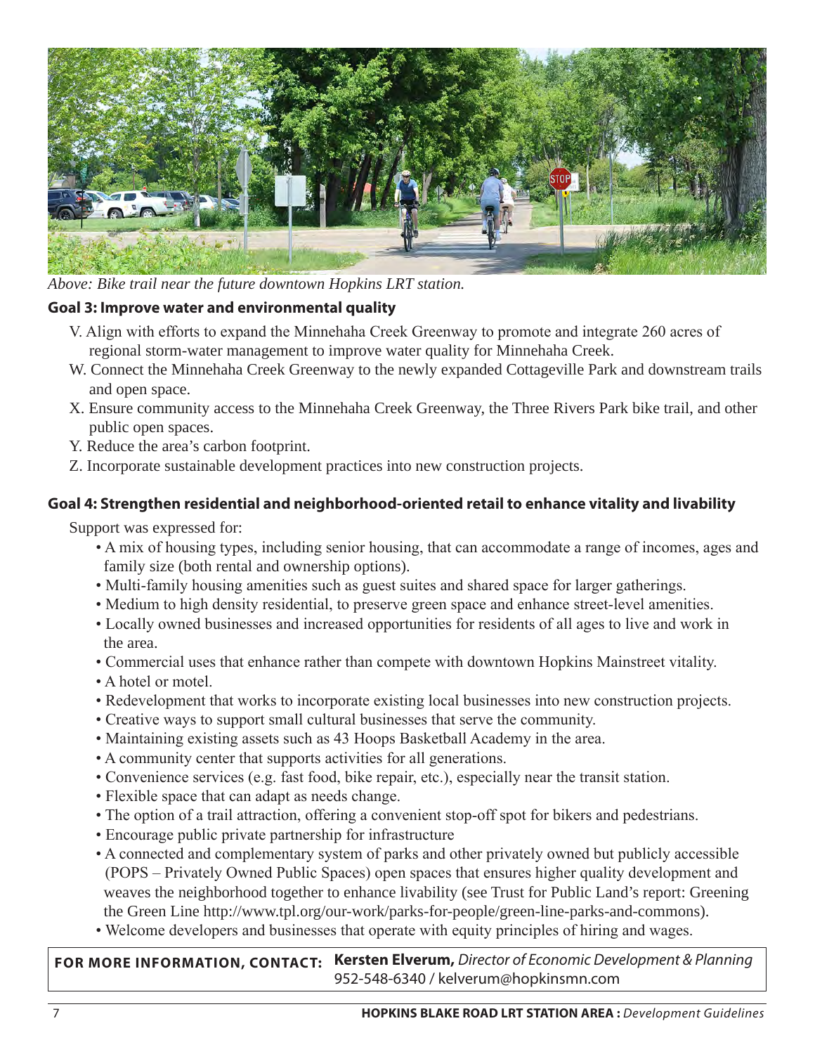*Above: Bike trail near the future downtown Hopkins LRT station.*

**Goal 3: Improve water and environmental quality**

V. Align with efforts to expand the Minnehaha Creek Greenway to promote and integrate 260 acres of regional storm-water management to improve water quality for Minnehaha Creek.

W. Connect the Minnehaha Creek Greenway to the newly expanded Cottageville Park and downstream trails and open space.

X. Ensure community access to the Minnehaha Creek Greenway, the Three Rivers Park bike trail, and other public open spaces.

Y. Reduce the area's carbon footprint.

Z. Incorporate sustainable development practices into new construction projects.

**Goal 4: Strengthen residential and neighborhood-oriented retail to enhance vitality and livability**

Support was expressed for:

- A mix of housing types, including senior housing, that can accommodate a range of incomes, ages and family size (both rental and ownership options).
- Multi-family housing amenities such as guest suites and shared space for larger gatherings.
- Medium to high density residential, to preserve green space and enhance street-level amenities.
- Locally owned businesses and increased opportunities for residents of all ages to live and work in the area.
- Commercial uses that enhance rather than compete with downtown Hopkins Mainstreet vitality.
- A hotel or motel.
- Redevelopment that works to incorporate existing local businesses into new construction projects.
- Creative ways to support small cultural businesses that serve the community.
- Maintaining existing assets such as 43 Hoops Basketball Academy in the area.
- A community center that supports activities for all generations.
- Convenience services (e.g. fast food, bike repair, etc.), especially near the transit station.
- Flexible space that can adapt as needs change.
- The option of a trail attraction, offering a convenient stop-off spot for bikers and pedestrians.
- Encourage public private partnership for infrastructure
- A connected and complementary system of parks and other privately owned but publicly accessible (POPS – Privately Owned Public Spaces) open spaces that ensures higher quality development and weaves the neighborhood together to enhance livability (see Trust for Public Land's report: Greening the Green Line http://www.tpl.org/our-work/parks-for-people/green-line-parks-and-commons).
- Welcome developers and businesses that operate with equity principles of hiring and wages.

**FOR MORE INFORMATION, CONTACT:** **Kersten Elverum,** *Director of Economic Development & Planning*
952-548-6340 / kelverum@hopkinsmn.com